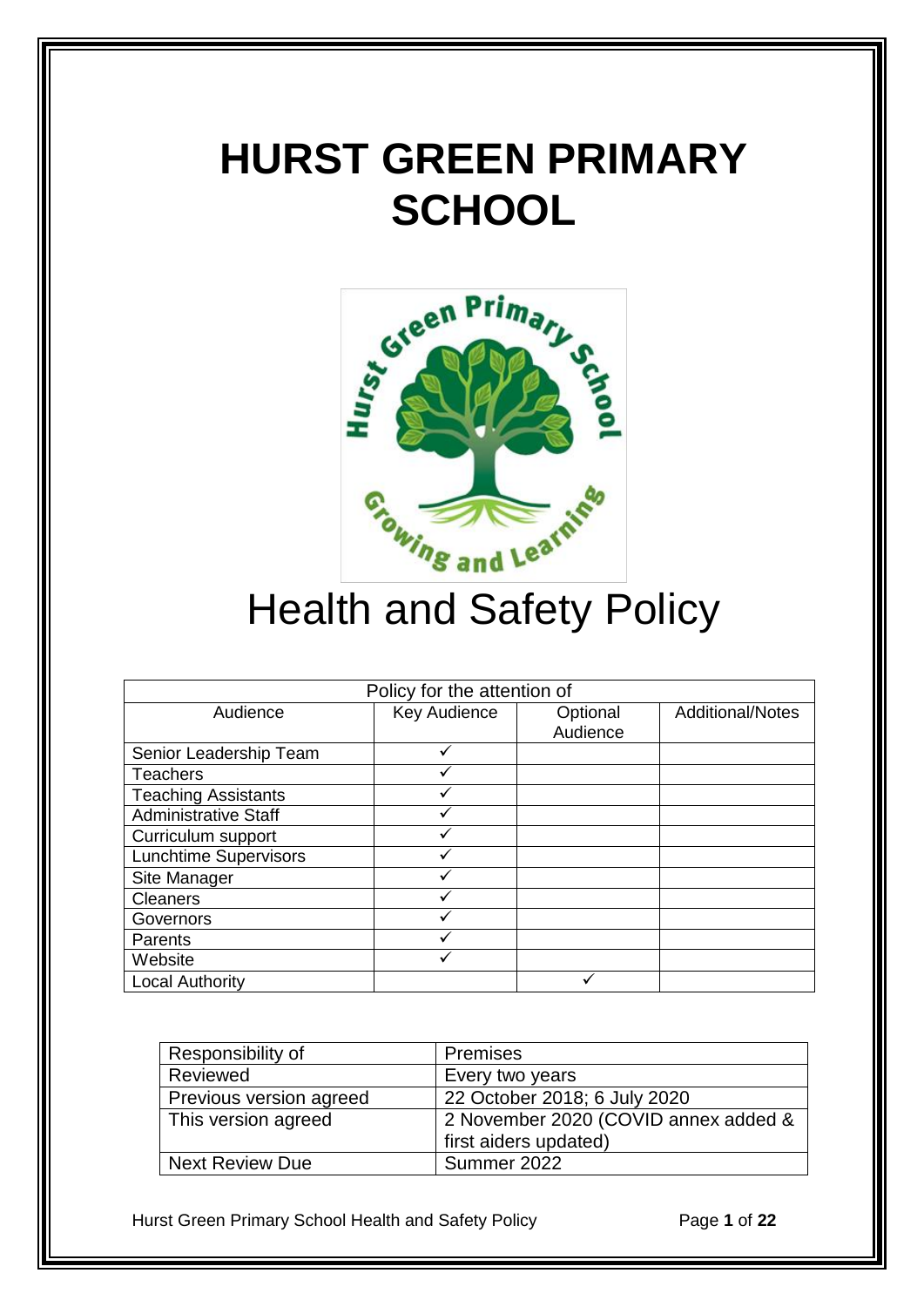# HURST GREEN PRIMARY SCHOOL

# Health and Safety Policy

| Policy for the attention of | | | |
|---|---|---|---|
| Audience | Key Audience | Optional Audience | Additional/Notes |
| Senior Leadership Team | ✓ | | |
| Teachers | ✓ | | |
| Teaching Assistants | ✓ | | |
| Administrative Staff | ✓ | | |
| Curriculum support | ✓ | | |
| Lunchtime Supervisors | ✓ | | |
| Site Manager | ✓ | | |
| Cleaners | ✓ | | |
| Governors | ✓ | | |
| Parents | ✓ | | |
| Website | ✓ | | |
| Local Authority | | ✓ | |

| Responsibility of | Premises |
|---|---|
| Reviewed | Every two years |
| Previous version agreed | 22 October 2018; 6 July 2020 |
| This version agreed | 2 November 2020 (COVID annex added & first aiders updated) |
| Next Review Due | Summer 2022 |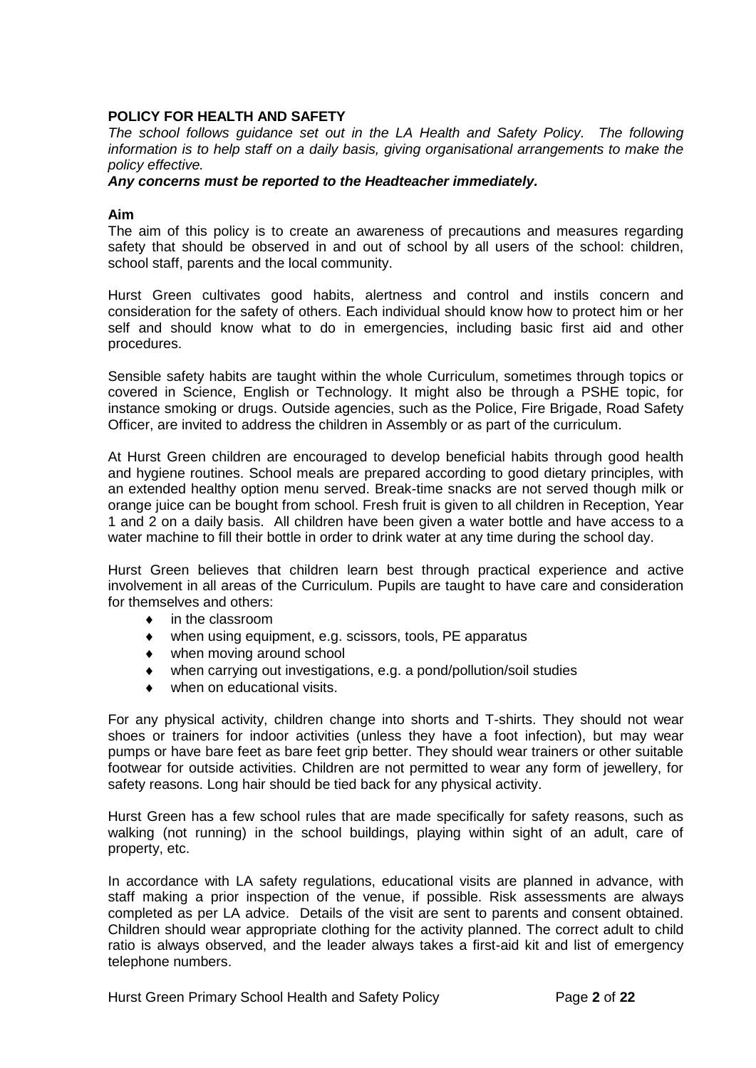## POLICY FOR HEALTH AND SAFETY

*The school follows guidance set out in the LA Health and Safety Policy. The following information is to help staff on a daily basis, giving organisational arrangements to make the policy effective.*

***Any concerns must be reported to the Headteacher immediately.***

### Aim

The aim of this policy is to create an awareness of precautions and measures regarding safety that should be observed in and out of school by all users of the school: children, school staff, parents and the local community.

Hurst Green cultivates good habits, alertness and control and instils concern and consideration for the safety of others. Each individual should know how to protect him or her self and should know what to do in emergencies, including basic first aid and other procedures.

Sensible safety habits are taught within the whole Curriculum, sometimes through topics or covered in Science, English or Technology. It might also be through a PSHE topic, for instance smoking or drugs. Outside agencies, such as the Police, Fire Brigade, Road Safety Officer, are invited to address the children in Assembly or as part of the curriculum.

At Hurst Green children are encouraged to develop beneficial habits through good health and hygiene routines. School meals are prepared according to good dietary principles, with an extended healthy option menu served. Break-time snacks are not served though milk or orange juice can be bought from school. Fresh fruit is given to all children in Reception, Year 1 and 2 on a daily basis. All children have been given a water bottle and have access to a water machine to fill their bottle in order to drink water at any time during the school day.

Hurst Green believes that children learn best through practical experience and active involvement in all areas of the Curriculum. Pupils are taught to have care and consideration for themselves and others:

- in the classroom
- when using equipment, e.g. scissors, tools, PE apparatus
- when moving around school
- when carrying out investigations, e.g. a pond/pollution/soil studies
- when on educational visits.

For any physical activity, children change into shorts and T-shirts. They should not wear shoes or trainers for indoor activities (unless they have a foot infection), but may wear pumps or have bare feet as bare feet grip better. They should wear trainers or other suitable footwear for outside activities. Children are not permitted to wear any form of jewellery, for safety reasons. Long hair should be tied back for any physical activity.

Hurst Green has a few school rules that are made specifically for safety reasons, such as walking (not running) in the school buildings, playing within sight of an adult, care of property, etc.

In accordance with LA safety regulations, educational visits are planned in advance, with staff making a prior inspection of the venue, if possible. Risk assessments are always completed as per LA advice. Details of the visit are sent to parents and consent obtained. Children should wear appropriate clothing for the activity planned. The correct adult to child ratio is always observed, and the leader always takes a first-aid kit and list of emergency telephone numbers.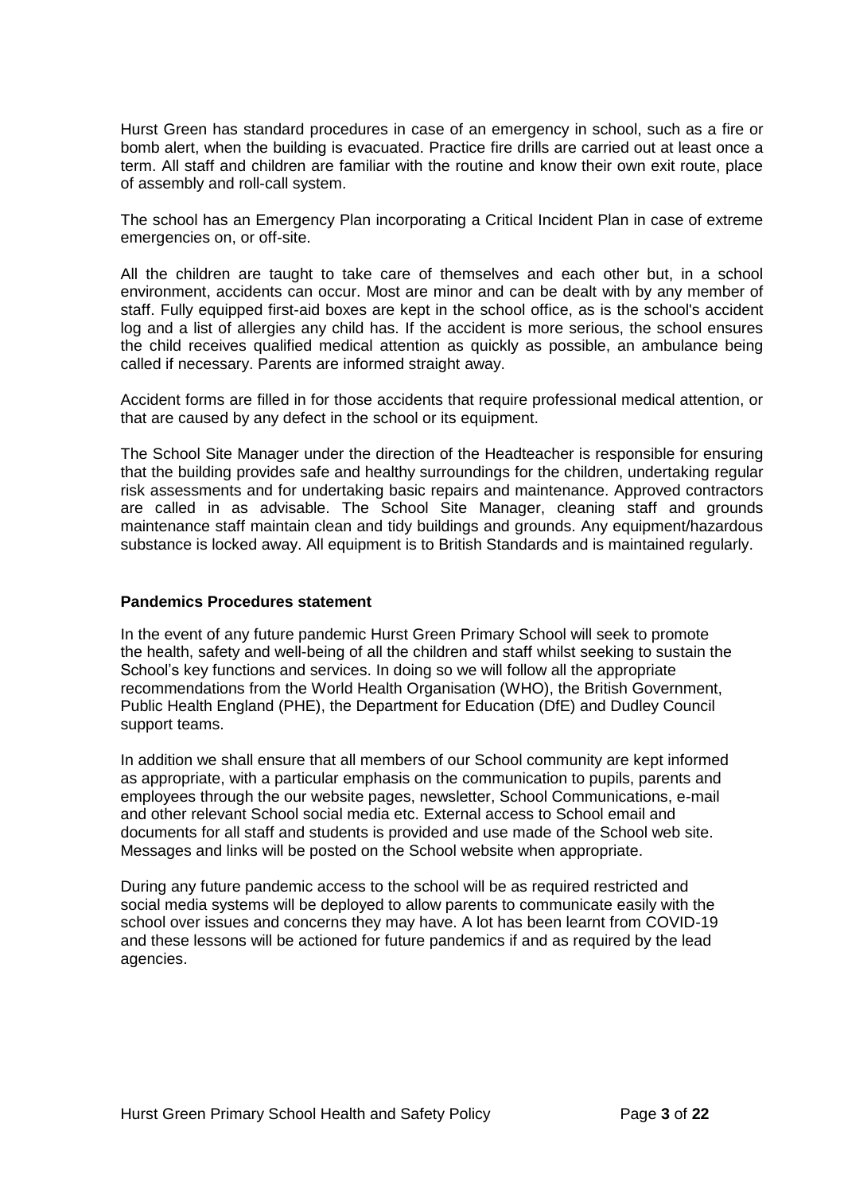Hurst Green has standard procedures in case of an emergency in school, such as a fire or bomb alert, when the building is evacuated. Practice fire drills are carried out at least once a term. All staff and children are familiar with the routine and know their own exit route, place of assembly and roll-call system.

The school has an Emergency Plan incorporating a Critical Incident Plan in case of extreme emergencies on, or off-site.

All the children are taught to take care of themselves and each other but, in a school environment, accidents can occur. Most are minor and can be dealt with by any member of staff. Fully equipped first-aid boxes are kept in the school office, as is the school's accident log and a list of allergies any child has. If the accident is more serious, the school ensures the child receives qualified medical attention as quickly as possible, an ambulance being called if necessary. Parents are informed straight away.

Accident forms are filled in for those accidents that require professional medical attention, or that are caused by any defect in the school or its equipment.

The School Site Manager under the direction of the Headteacher is responsible for ensuring that the building provides safe and healthy surroundings for the children, undertaking regular risk assessments and for undertaking basic repairs and maintenance. Approved contractors are called in as advisable. The School Site Manager, cleaning staff and grounds maintenance staff maintain clean and tidy buildings and grounds. Any equipment/hazardous substance is locked away. All equipment is to British Standards and is maintained regularly.

**Pandemics Procedures statement**

In the event of any future pandemic Hurst Green Primary School will seek to promote the health, safety and well-being of all the children and staff whilst seeking to sustain the School's key functions and services. In doing so we will follow all the appropriate recommendations from the World Health Organisation (WHO), the British Government, Public Health England (PHE), the Department for Education (DfE) and Dudley Council support teams.

In addition we shall ensure that all members of our School community are kept informed as appropriate, with a particular emphasis on the communication to pupils, parents and employees through the our website pages, newsletter, School Communications, e-mail and other relevant School social media etc. External access to School email and documents for all staff and students is provided and use made of the School web site. Messages and links will be posted on the School website when appropriate.

During any future pandemic access to the school will be as required restricted and social media systems will be deployed to allow parents to communicate easily with the school over issues and concerns they may have. A lot has been learnt from COVID-19 and these lessons will be actioned for future pandemics if and as required by the lead agencies.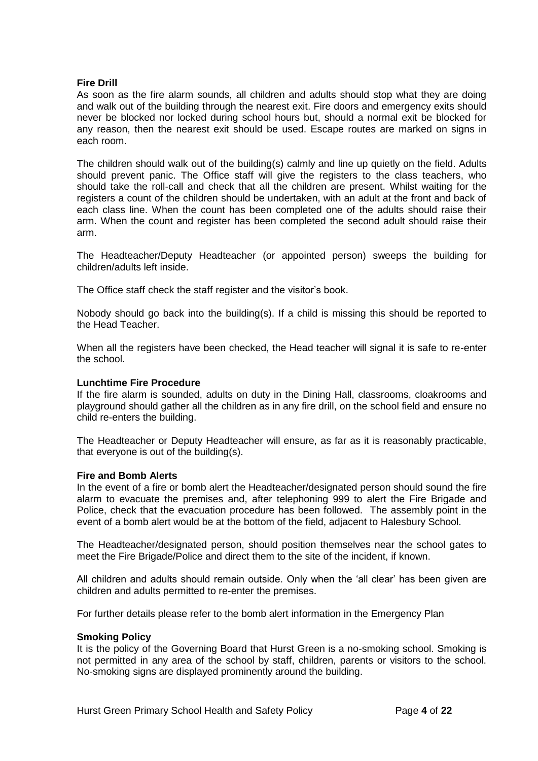**Fire Drill**

As soon as the fire alarm sounds, all children and adults should stop what they are doing and walk out of the building through the nearest exit. Fire doors and emergency exits should never be blocked nor locked during school hours but, should a normal exit be blocked for any reason, then the nearest exit should be used. Escape routes are marked on signs in each room.

The children should walk out of the building(s) calmly and line up quietly on the field. Adults should prevent panic. The Office staff will give the registers to the class teachers, who should take the roll-call and check that all the children are present. Whilst waiting for the registers a count of the children should be undertaken, with an adult at the front and back of each class line. When the count has been completed one of the adults should raise their arm. When the count and register has been completed the second adult should raise their arm.

The Headteacher/Deputy Headteacher (or appointed person) sweeps the building for children/adults left inside.

The Office staff check the staff register and the visitor's book.

Nobody should go back into the building(s). If a child is missing this should be reported to the Head Teacher.

When all the registers have been checked, the Head teacher will signal it is safe to re-enter the school.

**Lunchtime Fire Procedure**

If the fire alarm is sounded, adults on duty in the Dining Hall, classrooms, cloakrooms and playground should gather all the children as in any fire drill, on the school field and ensure no child re-enters the building.

The Headteacher or Deputy Headteacher will ensure, as far as it is reasonably practicable, that everyone is out of the building(s).

**Fire and Bomb Alerts**

In the event of a fire or bomb alert the Headteacher/designated person should sound the fire alarm to evacuate the premises and, after telephoning 999 to alert the Fire Brigade and Police, check that the evacuation procedure has been followed. The assembly point in the event of a bomb alert would be at the bottom of the field, adjacent to Halesbury School.

The Headteacher/designated person, should position themselves near the school gates to meet the Fire Brigade/Police and direct them to the site of the incident, if known.

All children and adults should remain outside. Only when the 'all clear' has been given are children and adults permitted to re-enter the premises.

For further details please refer to the bomb alert information in the Emergency Plan

**Smoking Policy**

It is the policy of the Governing Board that Hurst Green is a no-smoking school. Smoking is not permitted in any area of the school by staff, children, parents or visitors to the school. No-smoking signs are displayed prominently around the building.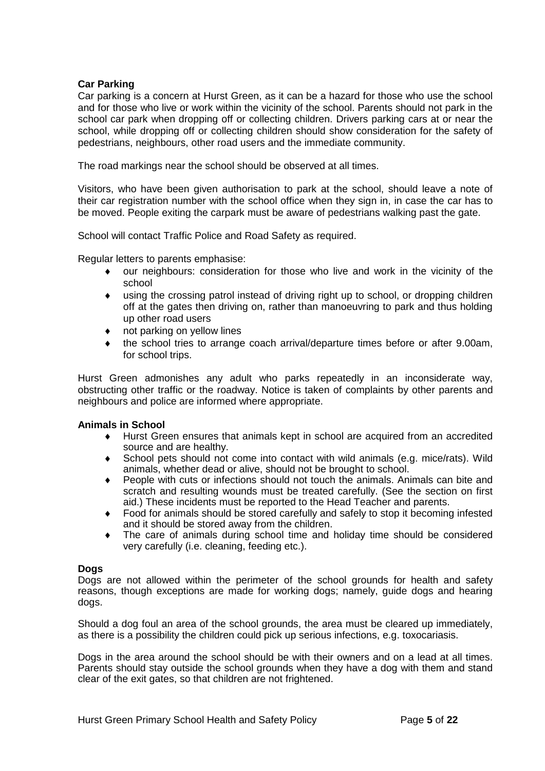**Car Parking**

Car parking is a concern at Hurst Green, as it can be a hazard for those who use the school and for those who live or work within the vicinity of the school. Parents should not park in the school car park when dropping off or collecting children. Drivers parking cars at or near the school, while dropping off or collecting children should show consideration for the safety of pedestrians, neighbours, other road users and the immediate community.

The road markings near the school should be observed at all times.

Visitors, who have been given authorisation to park at the school, should leave a note of their car registration number with the school office when they sign in, in case the car has to be moved. People exiting the carpark must be aware of pedestrians walking past the gate.

School will contact Traffic Police and Road Safety as required.

Regular letters to parents emphasise:

- our neighbours: consideration for those who live and work in the vicinity of the school
- using the crossing patrol instead of driving right up to school, or dropping children off at the gates then driving on, rather than manoeuvring to park and thus holding up other road users
- not parking on yellow lines
- the school tries to arrange coach arrival/departure times before or after 9.00am, for school trips.

Hurst Green admonishes any adult who parks repeatedly in an inconsiderate way, obstructing other traffic or the roadway. Notice is taken of complaints by other parents and neighbours and police are informed where appropriate.

**Animals in School**

- Hurst Green ensures that animals kept in school are acquired from an accredited source and are healthy.
- School pets should not come into contact with wild animals (e.g. mice/rats). Wild animals, whether dead or alive, should not be brought to school.
- People with cuts or infections should not touch the animals. Animals can bite and scratch and resulting wounds must be treated carefully. (See the section on first aid.) These incidents must be reported to the Head Teacher and parents.
- Food for animals should be stored carefully and safely to stop it becoming infested and it should be stored away from the children.
- The care of animals during school time and holiday time should be considered very carefully (i.e. cleaning, feeding etc.).

**Dogs**

Dogs are not allowed within the perimeter of the school grounds for health and safety reasons, though exceptions are made for working dogs; namely, guide dogs and hearing dogs.

Should a dog foul an area of the school grounds, the area must be cleared up immediately, as there is a possibility the children could pick up serious infections, e.g. toxocariasis.

Dogs in the area around the school should be with their owners and on a lead at all times. Parents should stay outside the school grounds when they have a dog with them and stand clear of the exit gates, so that children are not frightened.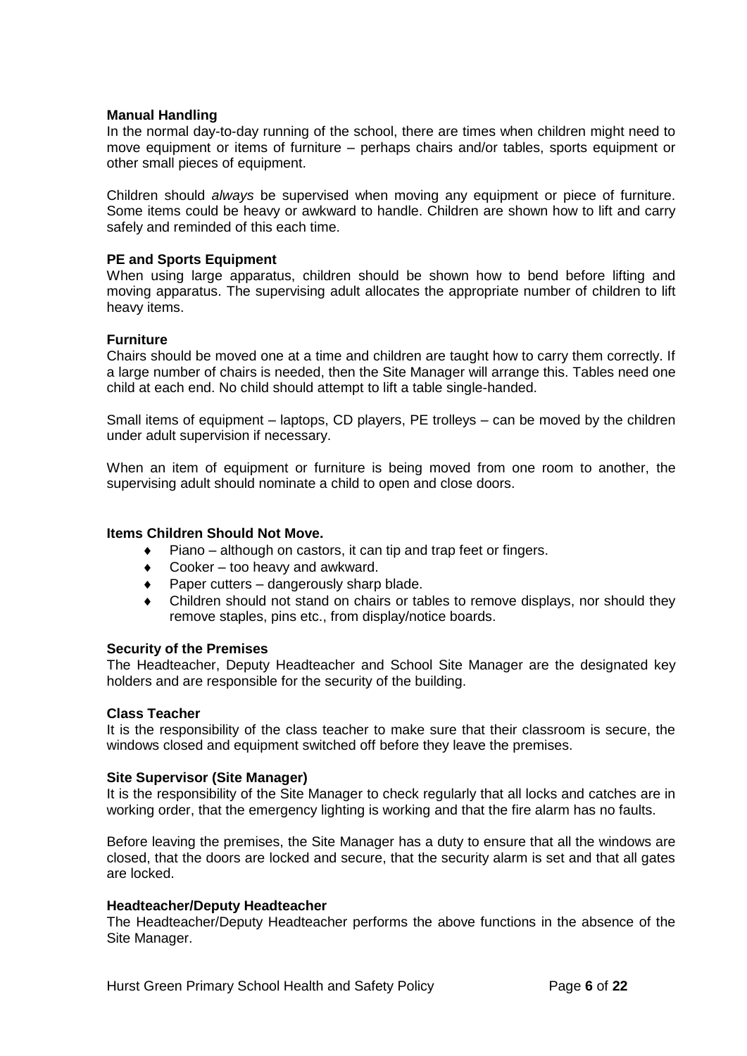**Manual Handling**

In the normal day-to-day running of the school, there are times when children might need to move equipment or items of furniture – perhaps chairs and/or tables, sports equipment or other small pieces of equipment.

Children should *always* be supervised when moving any equipment or piece of furniture. Some items could be heavy or awkward to handle. Children are shown how to lift and carry safely and reminded of this each time.

**PE and Sports Equipment**

When using large apparatus, children should be shown how to bend before lifting and moving apparatus. The supervising adult allocates the appropriate number of children to lift heavy items.

**Furniture**

Chairs should be moved one at a time and children are taught how to carry them correctly. If a large number of chairs is needed, then the Site Manager will arrange this. Tables need one child at each end. No child should attempt to lift a table single-handed.

Small items of equipment – laptops, CD players, PE trolleys – can be moved by the children under adult supervision if necessary.

When an item of equipment or furniture is being moved from one room to another, the supervising adult should nominate a child to open and close doors.

**Items Children Should Not Move.**

- Piano – although on castors, it can tip and trap feet or fingers.
- Cooker – too heavy and awkward.
- Paper cutters – dangerously sharp blade.
- Children should not stand on chairs or tables to remove displays, nor should they remove staples, pins etc., from display/notice boards.

**Security of the Premises**

The Headteacher, Deputy Headteacher and School Site Manager are the designated key holders and are responsible for the security of the building.

**Class Teacher**

It is the responsibility of the class teacher to make sure that their classroom is secure, the windows closed and equipment switched off before they leave the premises.

**Site Supervisor (Site Manager)**

It is the responsibility of the Site Manager to check regularly that all locks and catches are in working order, that the emergency lighting is working and that the fire alarm has no faults.

Before leaving the premises, the Site Manager has a duty to ensure that all the windows are closed, that the doors are locked and secure, that the security alarm is set and that all gates are locked.

**Headteacher/Deputy Headteacher**

The Headteacher/Deputy Headteacher performs the above functions in the absence of the Site Manager.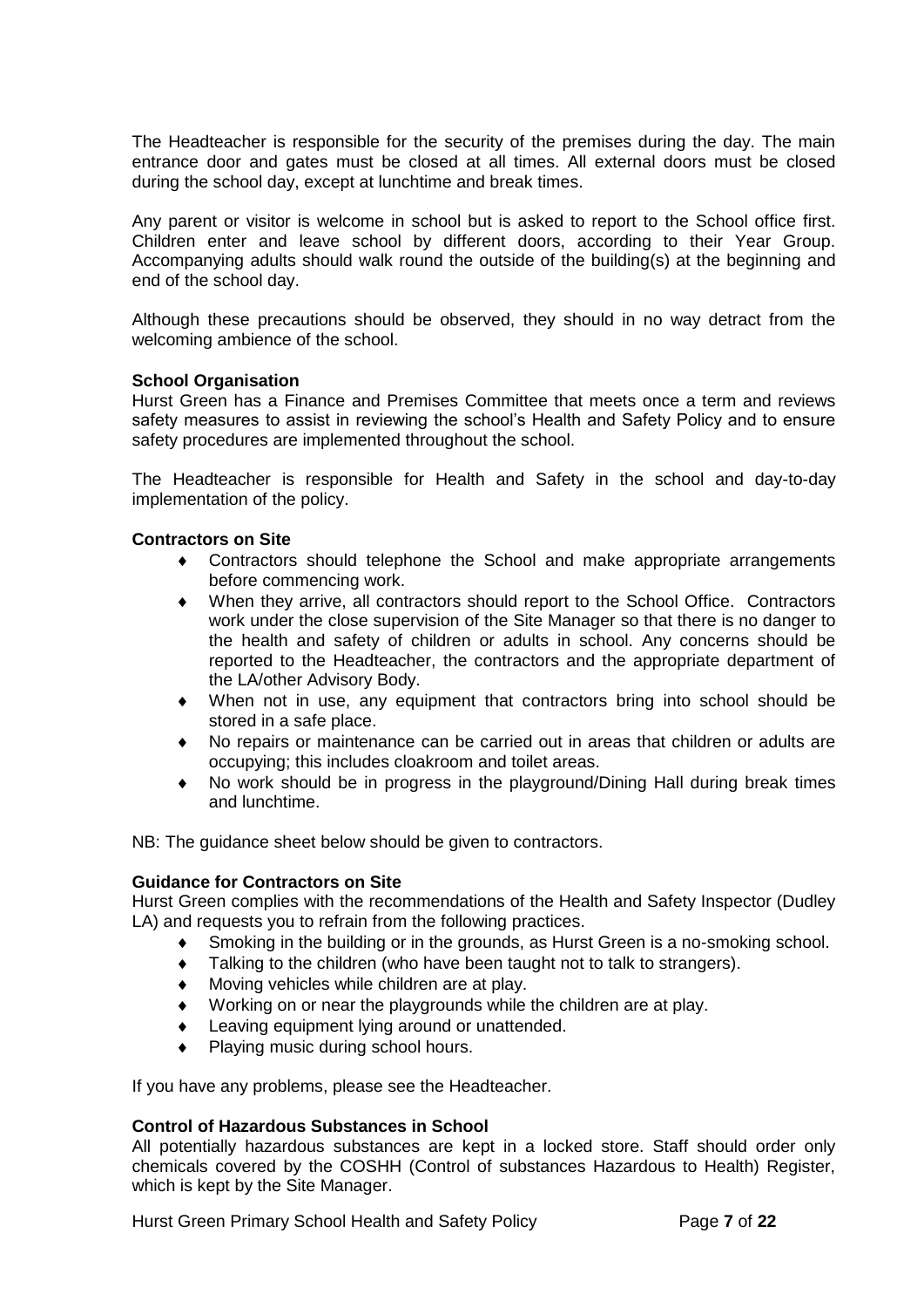The Headteacher is responsible for the security of the premises during the day. The main entrance door and gates must be closed at all times. All external doors must be closed during the school day, except at lunchtime and break times.

Any parent or visitor is welcome in school but is asked to report to the School office first. Children enter and leave school by different doors, according to their Year Group. Accompanying adults should walk round the outside of the building(s) at the beginning and end of the school day.

Although these precautions should be observed, they should in no way detract from the welcoming ambience of the school.

**School Organisation**

Hurst Green has a Finance and Premises Committee that meets once a term and reviews safety measures to assist in reviewing the school's Health and Safety Policy and to ensure safety procedures are implemented throughout the school.

The Headteacher is responsible for Health and Safety in the school and day-to-day implementation of the policy.

**Contractors on Site**

- Contractors should telephone the School and make appropriate arrangements before commencing work.
- When they arrive, all contractors should report to the School Office. Contractors work under the close supervision of the Site Manager so that there is no danger to the health and safety of children or adults in school. Any concerns should be reported to the Headteacher, the contractors and the appropriate department of the LA/other Advisory Body.
- When not in use, any equipment that contractors bring into school should be stored in a safe place.
- No repairs or maintenance can be carried out in areas that children or adults are occupying; this includes cloakroom and toilet areas.
- No work should be in progress in the playground/Dining Hall during break times and lunchtime.

NB: The guidance sheet below should be given to contractors.

**Guidance for Contractors on Site**

Hurst Green complies with the recommendations of the Health and Safety Inspector (Dudley LA) and requests you to refrain from the following practices.

- Smoking in the building or in the grounds, as Hurst Green is a no-smoking school.
- Talking to the children (who have been taught not to talk to strangers).
- Moving vehicles while children are at play.
- Working on or near the playgrounds while the children are at play.
- Leaving equipment lying around or unattended.
- Playing music during school hours.

If you have any problems, please see the Headteacher.

**Control of Hazardous Substances in School**

All potentially hazardous substances are kept in a locked store. Staff should order only chemicals covered by the COSHH (Control of substances Hazardous to Health) Register, which is kept by the Site Manager.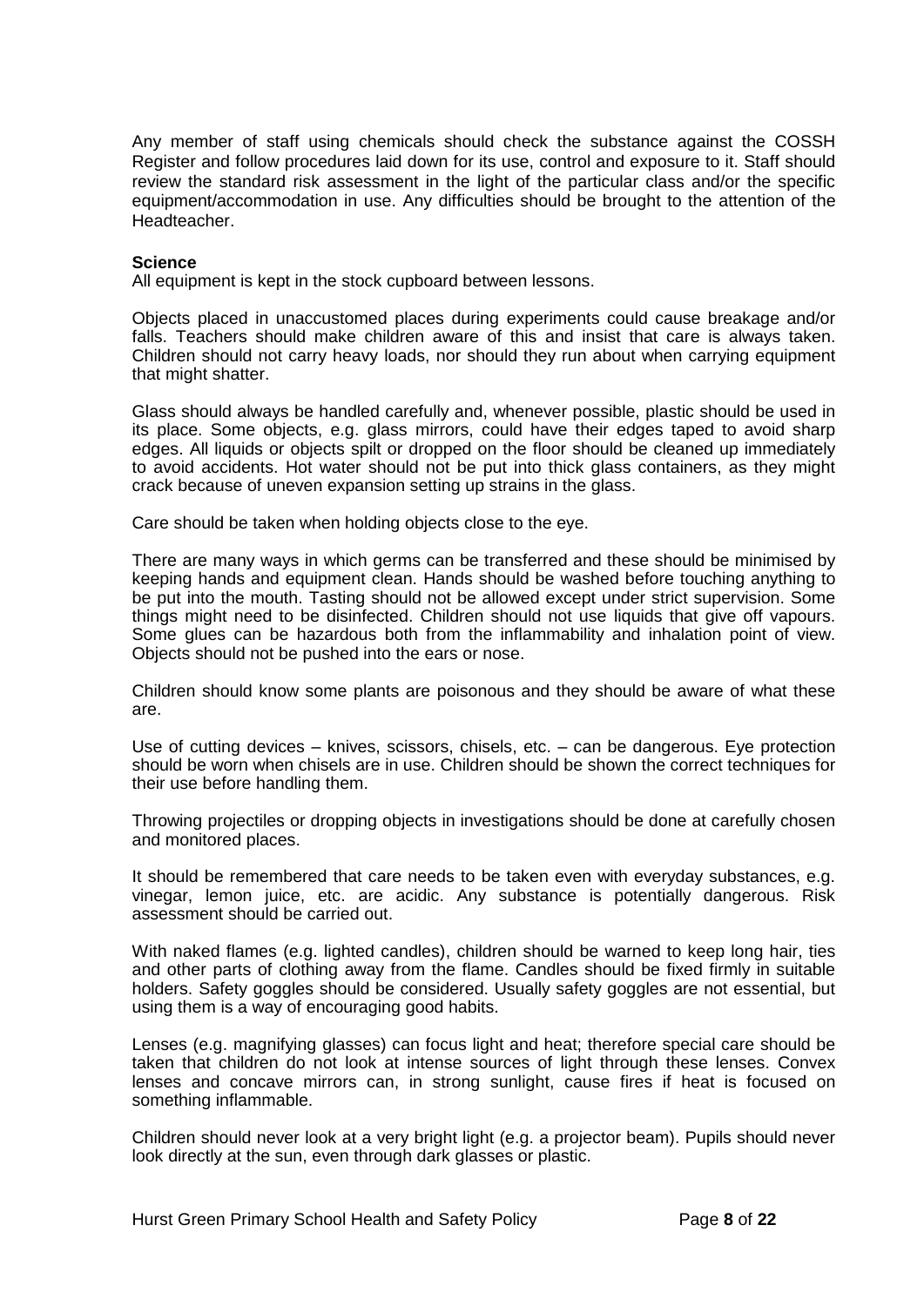Any member of staff using chemicals should check the substance against the COSSH Register and follow procedures laid down for its use, control and exposure to it. Staff should review the standard risk assessment in the light of the particular class and/or the specific equipment/accommodation in use. Any difficulties should be brought to the attention of the Headteacher.

**Science**

All equipment is kept in the stock cupboard between lessons.

Objects placed in unaccustomed places during experiments could cause breakage and/or falls. Teachers should make children aware of this and insist that care is always taken. Children should not carry heavy loads, nor should they run about when carrying equipment that might shatter.

Glass should always be handled carefully and, whenever possible, plastic should be used in its place. Some objects, e.g. glass mirrors, could have their edges taped to avoid sharp edges. All liquids or objects spilt or dropped on the floor should be cleaned up immediately to avoid accidents. Hot water should not be put into thick glass containers, as they might crack because of uneven expansion setting up strains in the glass.

Care should be taken when holding objects close to the eye.

There are many ways in which germs can be transferred and these should be minimised by keeping hands and equipment clean. Hands should be washed before touching anything to be put into the mouth. Tasting should not be allowed except under strict supervision. Some things might need to be disinfected. Children should not use liquids that give off vapours. Some glues can be hazardous both from the inflammability and inhalation point of view. Objects should not be pushed into the ears or nose.

Children should know some plants are poisonous and they should be aware of what these are.

Use of cutting devices – knives, scissors, chisels, etc. – can be dangerous. Eye protection should be worn when chisels are in use. Children should be shown the correct techniques for their use before handling them.

Throwing projectiles or dropping objects in investigations should be done at carefully chosen and monitored places.

It should be remembered that care needs to be taken even with everyday substances, e.g. vinegar, lemon juice, etc. are acidic. Any substance is potentially dangerous. Risk assessment should be carried out.

With naked flames (e.g. lighted candles), children should be warned to keep long hair, ties and other parts of clothing away from the flame. Candles should be fixed firmly in suitable holders. Safety goggles should be considered. Usually safety goggles are not essential, but using them is a way of encouraging good habits.

Lenses (e.g. magnifying glasses) can focus light and heat; therefore special care should be taken that children do not look at intense sources of light through these lenses. Convex lenses and concave mirrors can, in strong sunlight, cause fires if heat is focused on something inflammable.

Children should never look at a very bright light (e.g. a projector beam). Pupils should never look directly at the sun, even through dark glasses or plastic.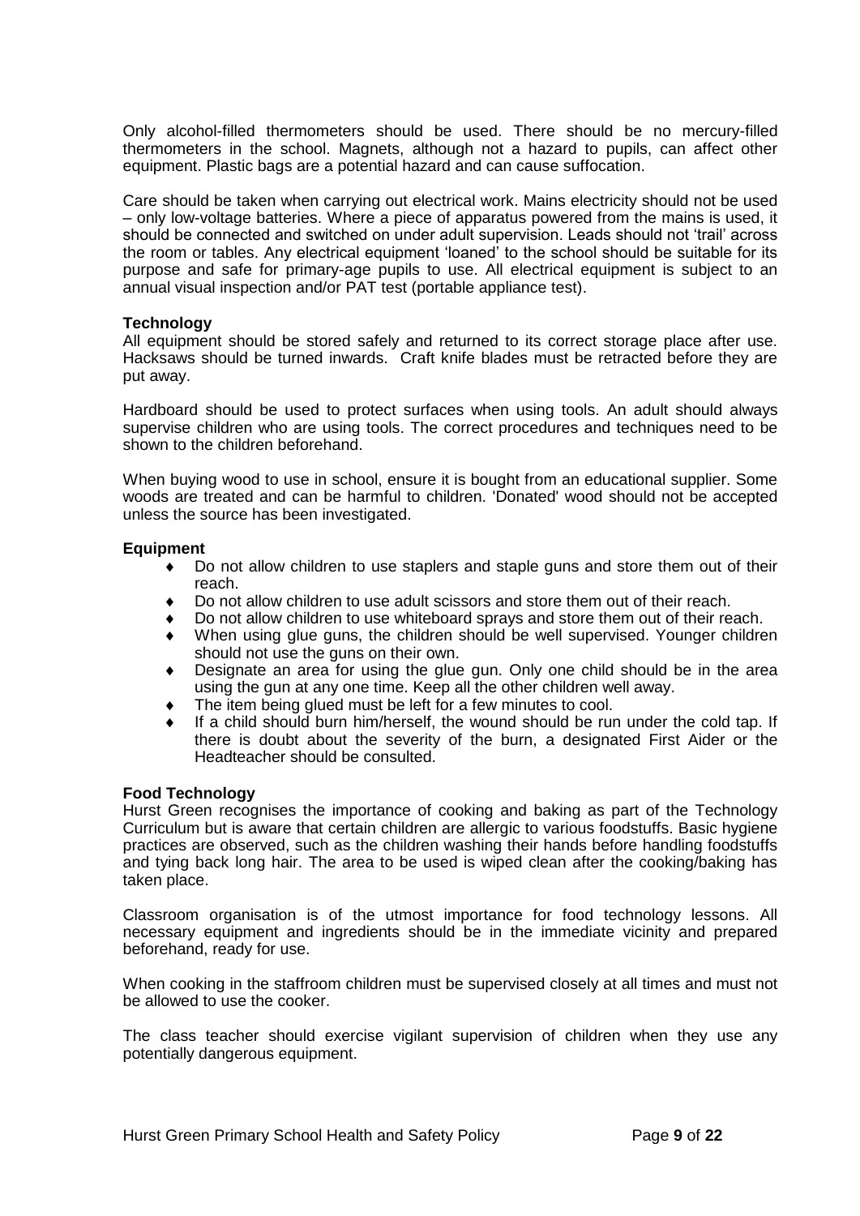Only alcohol-filled thermometers should be used. There should be no mercury-filled thermometers in the school. Magnets, although not a hazard to pupils, can affect other equipment. Plastic bags are a potential hazard and can cause suffocation.

Care should be taken when carrying out electrical work. Mains electricity should not be used – only low-voltage batteries. Where a piece of apparatus powered from the mains is used, it should be connected and switched on under adult supervision. Leads should not 'trail' across the room or tables. Any electrical equipment 'loaned' to the school should be suitable for its purpose and safe for primary-age pupils to use. All electrical equipment is subject to an annual visual inspection and/or PAT test (portable appliance test).

**Technology**

All equipment should be stored safely and returned to its correct storage place after use. Hacksaws should be turned inwards. Craft knife blades must be retracted before they are put away.

Hardboard should be used to protect surfaces when using tools. An adult should always supervise children who are using tools. The correct procedures and techniques need to be shown to the children beforehand.

When buying wood to use in school, ensure it is bought from an educational supplier. Some woods are treated and can be harmful to children. 'Donated' wood should not be accepted unless the source has been investigated.

**Equipment**

- Do not allow children to use staplers and staple guns and store them out of their reach.
- Do not allow children to use adult scissors and store them out of their reach.
- Do not allow children to use whiteboard sprays and store them out of their reach.
- When using glue guns, the children should be well supervised. Younger children should not use the guns on their own.
- Designate an area for using the glue gun. Only one child should be in the area using the gun at any one time. Keep all the other children well away.
- The item being glued must be left for a few minutes to cool.
- If a child should burn him/herself, the wound should be run under the cold tap. If there is doubt about the severity of the burn, a designated First Aider or the Headteacher should be consulted.

**Food Technology**

Hurst Green recognises the importance of cooking and baking as part of the Technology Curriculum but is aware that certain children are allergic to various foodstuffs. Basic hygiene practices are observed, such as the children washing their hands before handling foodstuffs and tying back long hair. The area to be used is wiped clean after the cooking/baking has taken place.

Classroom organisation is of the utmost importance for food technology lessons. All necessary equipment and ingredients should be in the immediate vicinity and prepared beforehand, ready for use.

When cooking in the staffroom children must be supervised closely at all times and must not be allowed to use the cooker.

The class teacher should exercise vigilant supervision of children when they use any potentially dangerous equipment.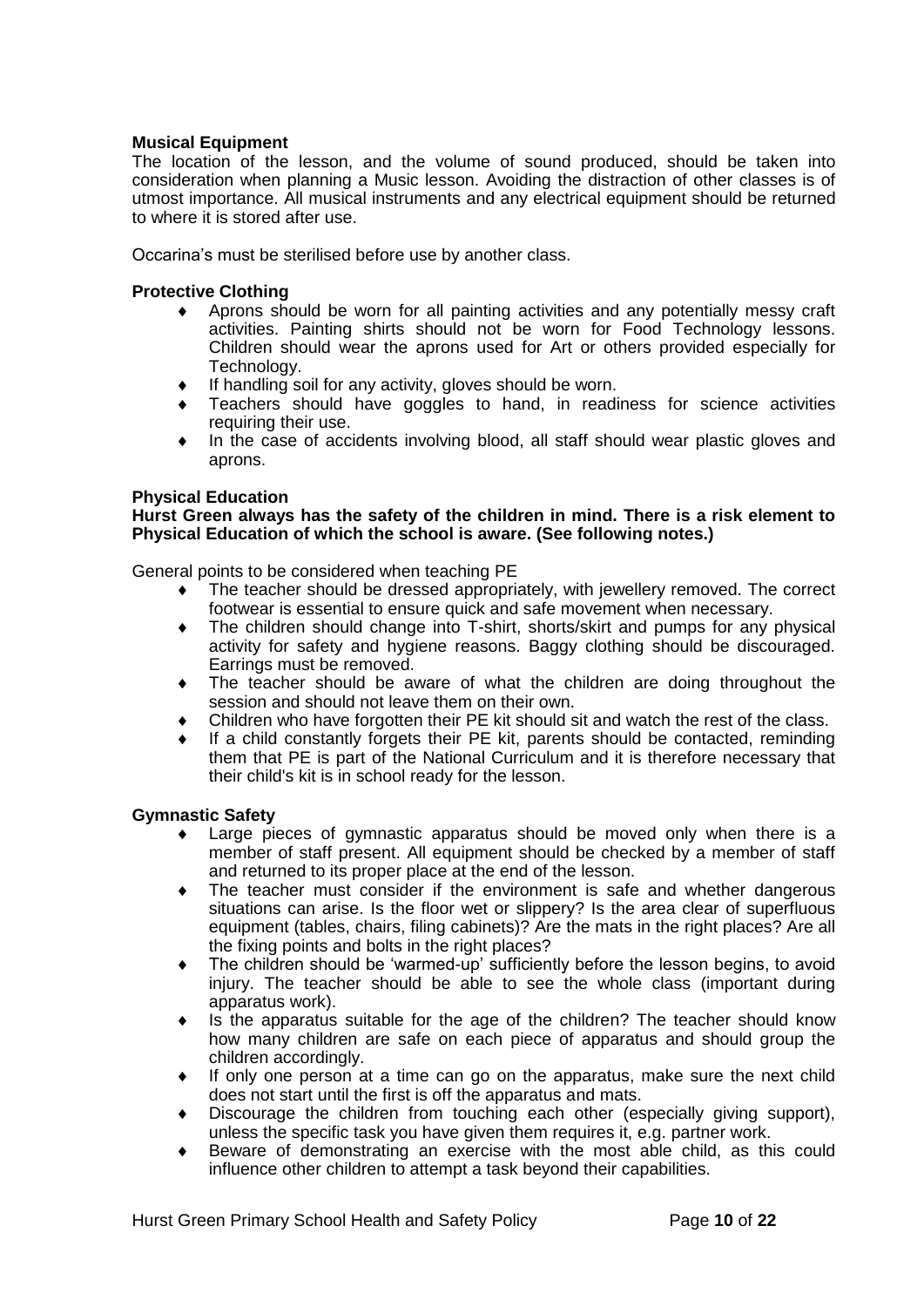**Musical Equipment**

The location of the lesson, and the volume of sound produced, should be taken into consideration when planning a Music lesson. Avoiding the distraction of other classes is of utmost importance. All musical instruments and any electrical equipment should be returned to where it is stored after use.

Occarina's must be sterilised before use by another class.

**Protective Clothing**

- Aprons should be worn for all painting activities and any potentially messy craft activities. Painting shirts should not be worn for Food Technology lessons. Children should wear the aprons used for Art or others provided especially for Technology.
- If handling soil for any activity, gloves should be worn.
- Teachers should have goggles to hand, in readiness for science activities requiring their use.
- In the case of accidents involving blood, all staff should wear plastic gloves and aprons.

**Physical Education**

**Hurst Green always has the safety of the children in mind. There is a risk element to Physical Education of which the school is aware. (See following notes.)**

General points to be considered when teaching PE

- The teacher should be dressed appropriately, with jewellery removed. The correct footwear is essential to ensure quick and safe movement when necessary.
- The children should change into T-shirt, shorts/skirt and pumps for any physical activity for safety and hygiene reasons. Baggy clothing should be discouraged. Earrings must be removed.
- The teacher should be aware of what the children are doing throughout the session and should not leave them on their own.
- Children who have forgotten their PE kit should sit and watch the rest of the class.
- If a child constantly forgets their PE kit, parents should be contacted, reminding them that PE is part of the National Curriculum and it is therefore necessary that their child's kit is in school ready for the lesson.

**Gymnastic Safety**

- Large pieces of gymnastic apparatus should be moved only when there is a member of staff present. All equipment should be checked by a member of staff and returned to its proper place at the end of the lesson.
- The teacher must consider if the environment is safe and whether dangerous situations can arise. Is the floor wet or slippery? Is the area clear of superfluous equipment (tables, chairs, filing cabinets)? Are the mats in the right places? Are all the fixing points and bolts in the right places?
- The children should be 'warmed-up' sufficiently before the lesson begins, to avoid injury. The teacher should be able to see the whole class (important during apparatus work).
- Is the apparatus suitable for the age of the children? The teacher should know how many children are safe on each piece of apparatus and should group the children accordingly.
- If only one person at a time can go on the apparatus, make sure the next child does not start until the first is off the apparatus and mats.
- Discourage the children from touching each other (especially giving support), unless the specific task you have given them requires it, e.g. partner work.
- Beware of demonstrating an exercise with the most able child, as this could influence other children to attempt a task beyond their capabilities.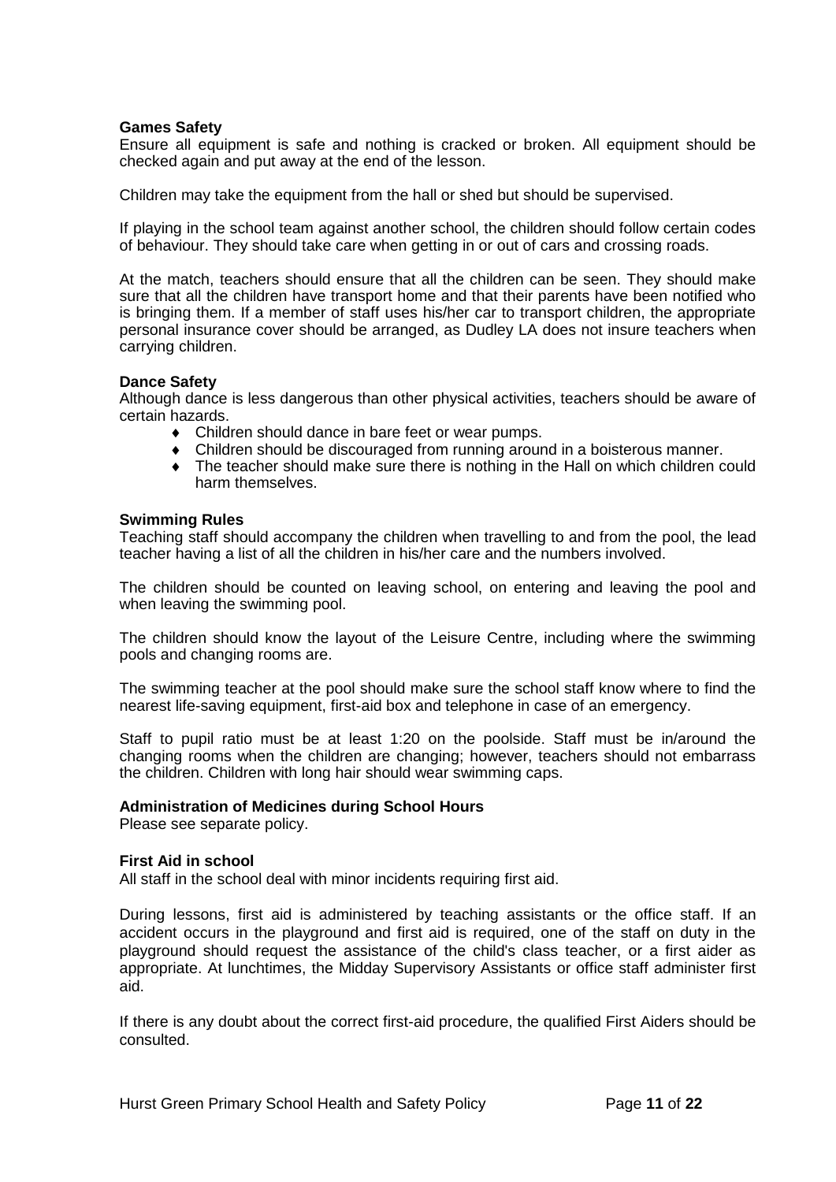**Games Safety**

Ensure all equipment is safe and nothing is cracked or broken. All equipment should be checked again and put away at the end of the lesson.

Children may take the equipment from the hall or shed but should be supervised.

If playing in the school team against another school, the children should follow certain codes of behaviour. They should take care when getting in or out of cars and crossing roads.

At the match, teachers should ensure that all the children can be seen. They should make sure that all the children have transport home and that their parents have been notified who is bringing them. If a member of staff uses his/her car to transport children, the appropriate personal insurance cover should be arranged, as Dudley LA does not insure teachers when carrying children.

**Dance Safety**

Although dance is less dangerous than other physical activities, teachers should be aware of certain hazards.

- Children should dance in bare feet or wear pumps.
- Children should be discouraged from running around in a boisterous manner.
- The teacher should make sure there is nothing in the Hall on which children could harm themselves.

**Swimming Rules**

Teaching staff should accompany the children when travelling to and from the pool, the lead teacher having a list of all the children in his/her care and the numbers involved.

The children should be counted on leaving school, on entering and leaving the pool and when leaving the swimming pool.

The children should know the layout of the Leisure Centre, including where the swimming pools and changing rooms are.

The swimming teacher at the pool should make sure the school staff know where to find the nearest life-saving equipment, first-aid box and telephone in case of an emergency.

Staff to pupil ratio must be at least 1:20 on the poolside. Staff must be in/around the changing rooms when the children are changing; however, teachers should not embarrass the children. Children with long hair should wear swimming caps.

**Administration of Medicines during School Hours**

Please see separate policy.

**First Aid in school**

All staff in the school deal with minor incidents requiring first aid.

During lessons, first aid is administered by teaching assistants or the office staff. If an accident occurs in the playground and first aid is required, one of the staff on duty in the playground should request the assistance of the child's class teacher, or a first aider as appropriate. At lunchtimes, the Midday Supervisory Assistants or office staff administer first aid.

If there is any doubt about the correct first-aid procedure, the qualified First Aiders should be consulted.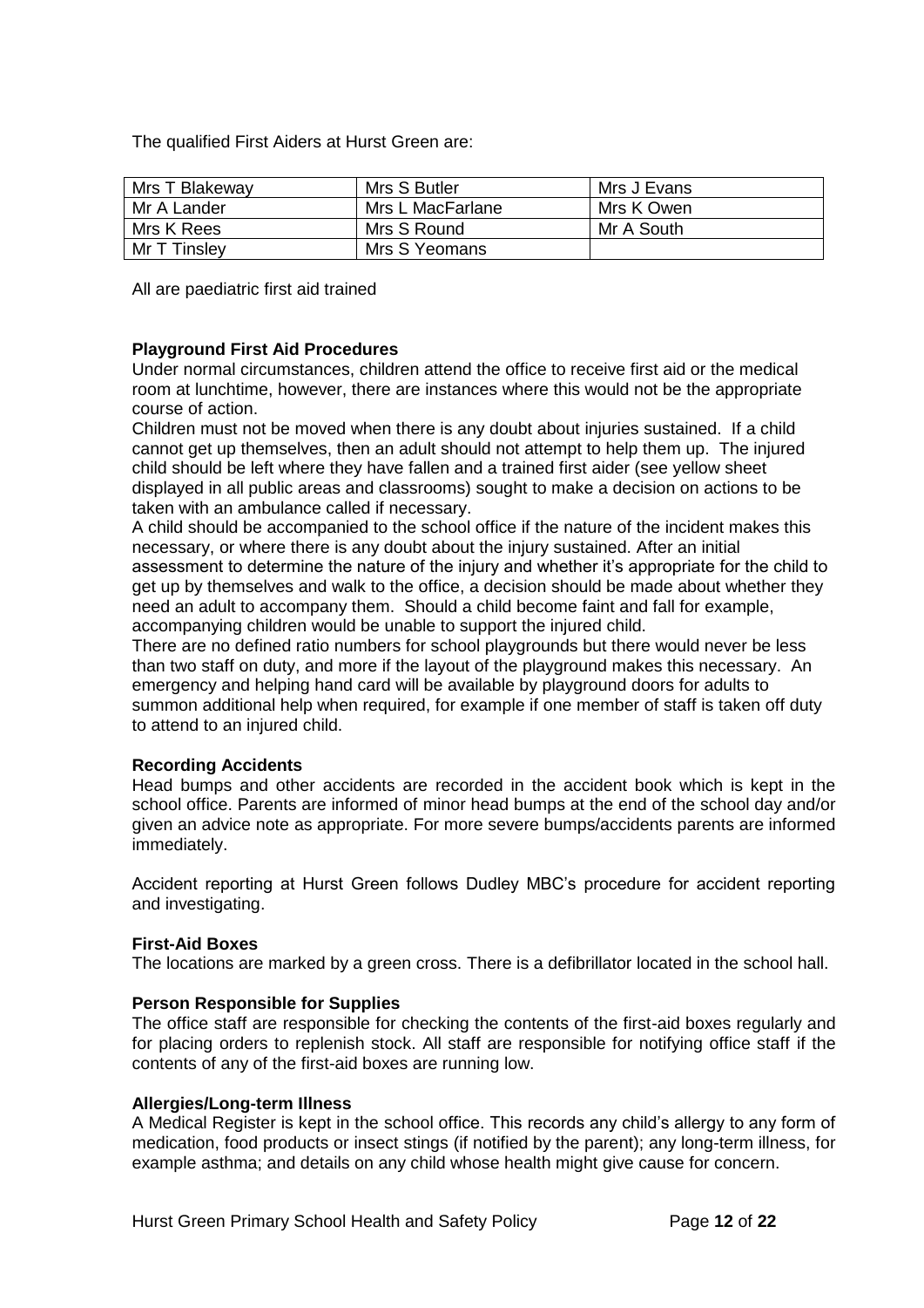The qualified First Aiders at Hurst Green are:

| | | |
|---|---|---|
| Mrs T Blakeway | Mrs S Butler | Mrs J Evans |
| Mr A Lander | Mrs L MacFarlane | Mrs K Owen |
| Mrs K Rees | Mrs S Round | Mr A South |
| Mr T Tinsley | Mrs S Yeomans | |

All are paediatric first aid trained

**Playground First Aid Procedures**

Under normal circumstances, children attend the office to receive first aid or the medical room at lunchtime, however, there are instances where this would not be the appropriate course of action.

Children must not be moved when there is any doubt about injuries sustained. If a child cannot get up themselves, then an adult should not attempt to help them up. The injured child should be left where they have fallen and a trained first aider (see yellow sheet displayed in all public areas and classrooms) sought to make a decision on actions to be taken with an ambulance called if necessary.

A child should be accompanied to the school office if the nature of the incident makes this necessary, or where there is any doubt about the injury sustained. After an initial assessment to determine the nature of the injury and whether it's appropriate for the child to get up by themselves and walk to the office, a decision should be made about whether they need an adult to accompany them. Should a child become faint and fall for example, accompanying children would be unable to support the injured child.

There are no defined ratio numbers for school playgrounds but there would never be less than two staff on duty, and more if the layout of the playground makes this necessary. An emergency and helping hand card will be available by playground doors for adults to summon additional help when required, for example if one member of staff is taken off duty to attend to an injured child.

**Recording Accidents**

Head bumps and other accidents are recorded in the accident book which is kept in the school office. Parents are informed of minor head bumps at the end of the school day and/or given an advice note as appropriate. For more severe bumps/accidents parents are informed immediately.

Accident reporting at Hurst Green follows Dudley MBC's procedure for accident reporting and investigating.

**First-Aid Boxes**

The locations are marked by a green cross. There is a defibrillator located in the school hall.

**Person Responsible for Supplies**

The office staff are responsible for checking the contents of the first-aid boxes regularly and for placing orders to replenish stock. All staff are responsible for notifying office staff if the contents of any of the first-aid boxes are running low.

**Allergies/Long-term Illness**

A Medical Register is kept in the school office. This records any child's allergy to any form of medication, food products or insect stings (if notified by the parent); any long-term illness, for example asthma; and details on any child whose health might give cause for concern.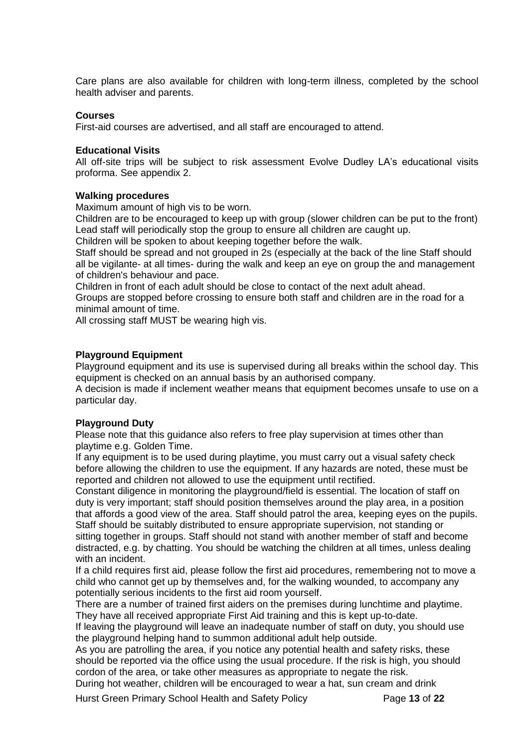Care plans are also available for children with long-term illness, completed by the school health adviser and parents.

**Courses**

First-aid courses are advertised, and all staff are encouraged to attend.

**Educational Visits**

All off-site trips will be subject to risk assessment Evolve Dudley LA's educational visits proforma. See appendix 2.

**Walking procedures**

Maximum amount of high vis to be worn.

Children are to be encouraged to keep up with group (slower children can be put to the front)

Lead staff will periodically stop the group to ensure all children are caught up.

Children will be spoken to about keeping together before the walk.

Staff should be spread and not grouped in 2s (especially at the back of the line Staff should all be vigilante- at all times- during the walk and keep an eye on group the and management of children's behaviour and pace.

Children in front of each adult should be close to contact of the next adult ahead.

Groups are stopped before crossing to ensure both staff and children are in the road for a minimal amount of time.

All crossing staff MUST be wearing high vis.

**Playground Equipment**

Playground equipment and its use is supervised during all breaks within the school day. This equipment is checked on an annual basis by an authorised company.

A decision is made if inclement weather means that equipment becomes unsafe to use on a particular day.

**Playground Duty**

Please note that this guidance also refers to free play supervision at times other than playtime e.g. Golden Time.

If any equipment is to be used during playtime, you must carry out a visual safety check before allowing the children to use the equipment. If any hazards are noted, these must be reported and children not allowed to use the equipment until rectified.

Constant diligence in monitoring the playground/field is essential. The location of staff on duty is very important; staff should position themselves around the play area, in a position that affords a good view of the area. Staff should patrol the area, keeping eyes on the pupils. Staff should be suitably distributed to ensure appropriate supervision, not standing or sitting together in groups. Staff should not stand with another member of staff and become distracted, e.g. by chatting. You should be watching the children at all times, unless dealing with an incident.

If a child requires first aid, please follow the first aid procedures, remembering not to move a child who cannot get up by themselves and, for the walking wounded, to accompany any potentially serious incidents to the first aid room yourself.

There are a number of trained first aiders on the premises during lunchtime and playtime. They have all received appropriate First Aid training and this is kept up-to-date.

If leaving the playground will leave an inadequate number of staff on duty, you should use the playground helping hand to summon additional adult help outside.

As you are patrolling the area, if you notice any potential health and safety risks, these should be reported via the office using the usual procedure. If the risk is high, you should cordon of the area, or take other measures as appropriate to negate the risk.

During hot weather, children will be encouraged to wear a hat, sun cream and drink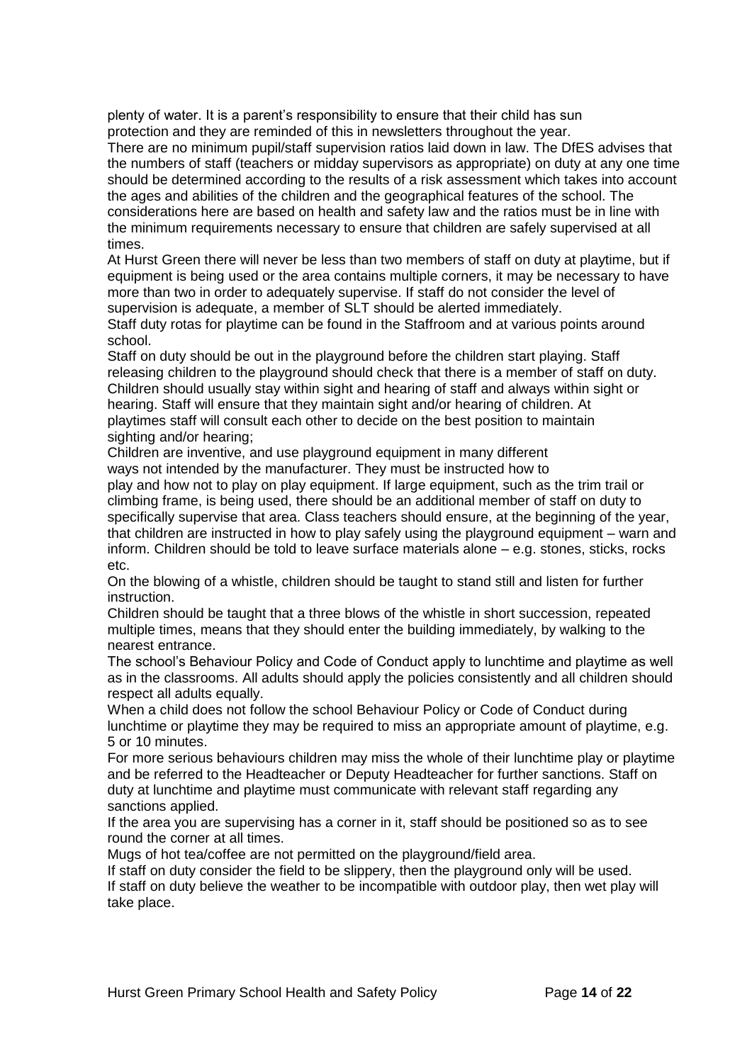plenty of water. It is a parent's responsibility to ensure that their child has sun protection and they are reminded of this in newsletters throughout the year.

There are no minimum pupil/staff supervision ratios laid down in law. The DfES advises that the numbers of staff (teachers or midday supervisors as appropriate) on duty at any one time should be determined according to the results of a risk assessment which takes into account the ages and abilities of the children and the geographical features of the school. The considerations here are based on health and safety law and the ratios must be in line with the minimum requirements necessary to ensure that children are safely supervised at all times.

At Hurst Green there will never be less than two members of staff on duty at playtime, but if equipment is being used or the area contains multiple corners, it may be necessary to have more than two in order to adequately supervise. If staff do not consider the level of supervision is adequate, a member of SLT should be alerted immediately.

Staff duty rotas for playtime can be found in the Staffroom and at various points around school.

Staff on duty should be out in the playground before the children start playing. Staff releasing children to the playground should check that there is a member of staff on duty. Children should usually stay within sight and hearing of staff and always within sight or hearing. Staff will ensure that they maintain sight and/or hearing of children. At playtimes staff will consult each other to decide on the best position to maintain sighting and/or hearing;

Children are inventive, and use playground equipment in many different ways not intended by the manufacturer. They must be instructed how to play and how not to play on play equipment. If large equipment, such as the trim trail or climbing frame, is being used, there should be an additional member of staff on duty to specifically supervise that area. Class teachers should ensure, at the beginning of the year, that children are instructed in how to play safely using the playground equipment – warn and inform. Children should be told to leave surface materials alone – e.g. stones, sticks, rocks etc.

On the blowing of a whistle, children should be taught to stand still and listen for further instruction.

Children should be taught that a three blows of the whistle in short succession, repeated multiple times, means that they should enter the building immediately, by walking to the nearest entrance.

The school's Behaviour Policy and Code of Conduct apply to lunchtime and playtime as well as in the classrooms. All adults should apply the policies consistently and all children should respect all adults equally.

When a child does not follow the school Behaviour Policy or Code of Conduct during lunchtime or playtime they may be required to miss an appropriate amount of playtime, e.g. 5 or 10 minutes.

For more serious behaviours children may miss the whole of their lunchtime play or playtime and be referred to the Headteacher or Deputy Headteacher for further sanctions. Staff on duty at lunchtime and playtime must communicate with relevant staff regarding any sanctions applied.

If the area you are supervising has a corner in it, staff should be positioned so as to see round the corner at all times.

Mugs of hot tea/coffee are not permitted on the playground/field area.

If staff on duty consider the field to be slippery, then the playground only will be used.

If staff on duty believe the weather to be incompatible with outdoor play, then wet play will take place.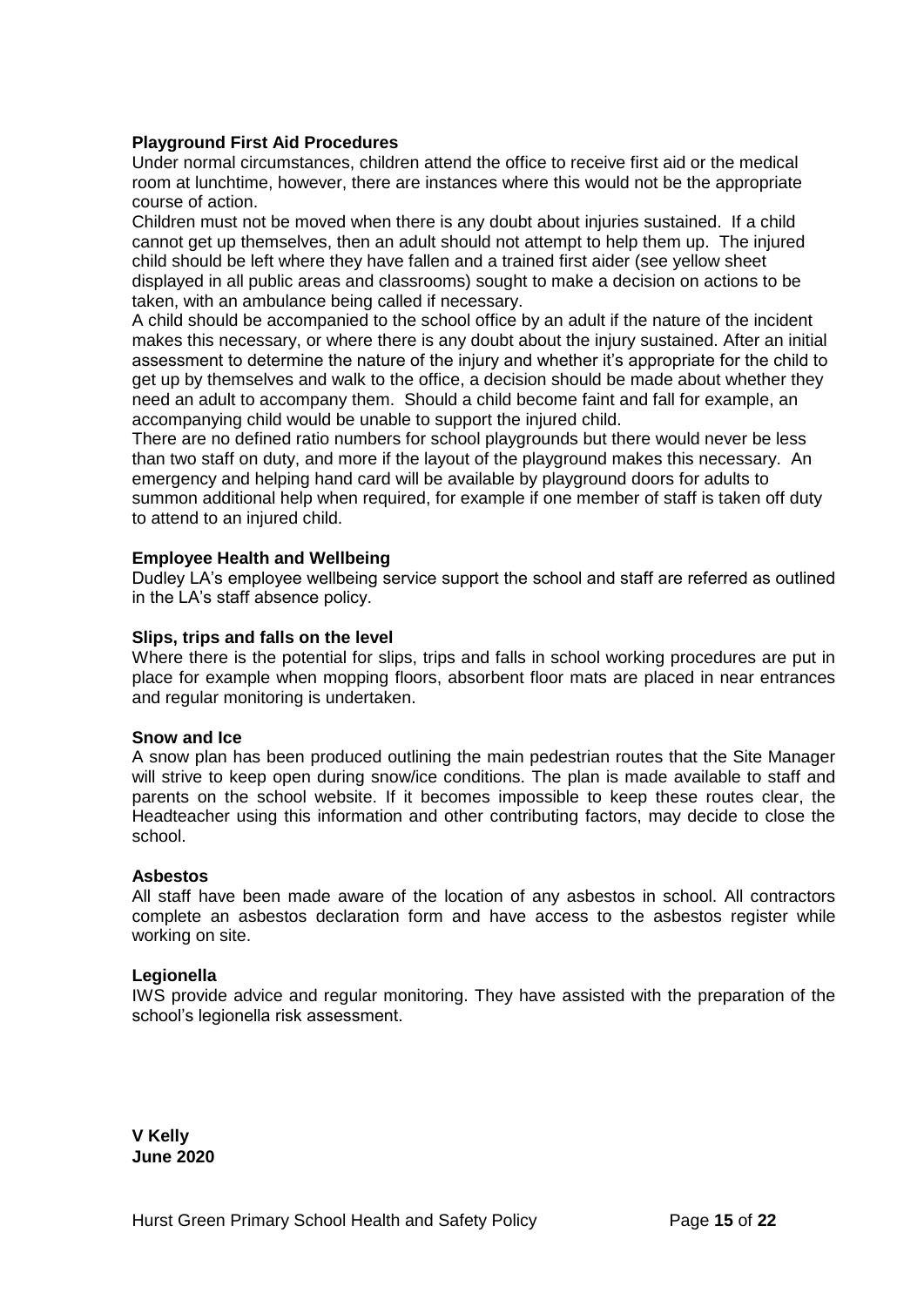**Playground First Aid Procedures**

Under normal circumstances, children attend the office to receive first aid or the medical room at lunchtime, however, there are instances where this would not be the appropriate course of action.

Children must not be moved when there is any doubt about injuries sustained. If a child cannot get up themselves, then an adult should not attempt to help them up. The injured child should be left where they have fallen and a trained first aider (see yellow sheet displayed in all public areas and classrooms) sought to make a decision on actions to be taken, with an ambulance being called if necessary.

A child should be accompanied to the school office by an adult if the nature of the incident makes this necessary, or where there is any doubt about the injury sustained. After an initial assessment to determine the nature of the injury and whether it's appropriate for the child to get up by themselves and walk to the office, a decision should be made about whether they need an adult to accompany them. Should a child become faint and fall for example, an accompanying child would be unable to support the injured child.

There are no defined ratio numbers for school playgrounds but there would never be less than two staff on duty, and more if the layout of the playground makes this necessary. An emergency and helping hand card will be available by playground doors for adults to summon additional help when required, for example if one member of staff is taken off duty to attend to an injured child.

**Employee Health and Wellbeing**

Dudley LA's employee wellbeing service support the school and staff are referred as outlined in the LA's staff absence policy.

**Slips, trips and falls on the level**

Where there is the potential for slips, trips and falls in school working procedures are put in place for example when mopping floors, absorbent floor mats are placed in near entrances and regular monitoring is undertaken.

**Snow and Ice**

A snow plan has been produced outlining the main pedestrian routes that the Site Manager will strive to keep open during snow/ice conditions. The plan is made available to staff and parents on the school website. If it becomes impossible to keep these routes clear, the Headteacher using this information and other contributing factors, may decide to close the school.

**Asbestos**

All staff have been made aware of the location of any asbestos in school. All contractors complete an asbestos declaration form and have access to the asbestos register while working on site.

**Legionella**

IWS provide advice and regular monitoring. They have assisted with the preparation of the school's legionella risk assessment.

**V Kelly**
**June 2020**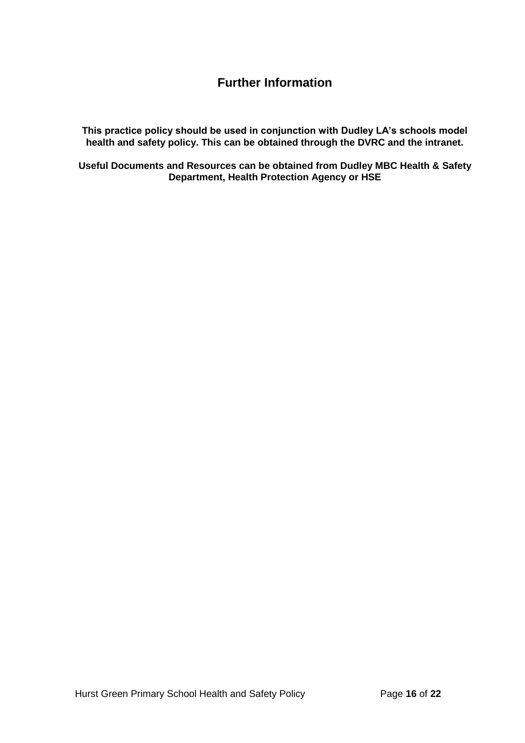## Further Information

**This practice policy should be used in conjunction with Dudley LA's schools model health and safety policy. This can be obtained through the DVRC and the intranet.**

**Useful Documents and Resources can be obtained from Dudley MBC Health & Safety Department, Health Protection Agency or HSE**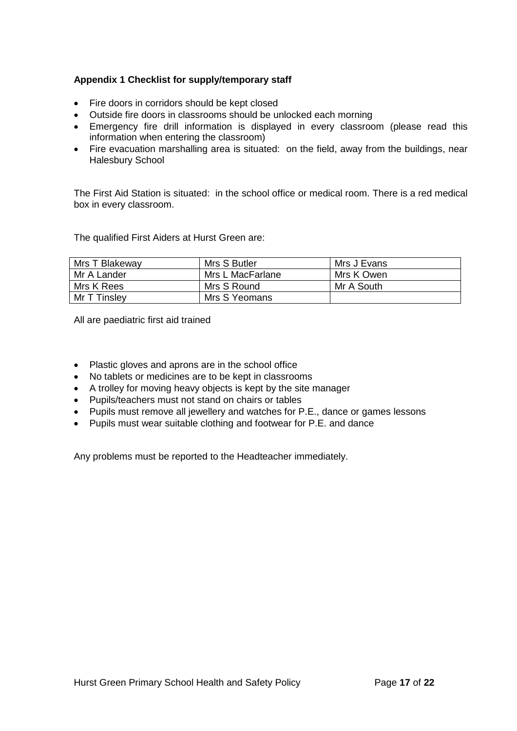**Appendix 1 Checklist for supply/temporary staff**

- Fire doors in corridors should be kept closed
- Outside fire doors in classrooms should be unlocked each morning
- Emergency fire drill information is displayed in every classroom (please read this information when entering the classroom)
- Fire evacuation marshalling area is situated: on the field, away from the buildings, near Halesbury School

The First Aid Station is situated: in the school office or medical room. There is a red medical box in every classroom.

The qualified First Aiders at Hurst Green are:

| | | |
|---|---|---|
| Mrs T Blakeway | Mrs S Butler | Mrs J Evans |
| Mr A Lander | Mrs L MacFarlane | Mrs K Owen |
| Mrs K Rees | Mrs S Round | Mr A South |
| Mr T Tinsley | Mrs S Yeomans | |

All are paediatric first aid trained

- Plastic gloves and aprons are in the school office
- No tablets or medicines are to be kept in classrooms
- A trolley for moving heavy objects is kept by the site manager
- Pupils/teachers must not stand on chairs or tables
- Pupils must remove all jewellery and watches for P.E., dance or games lessons
- Pupils must wear suitable clothing and footwear for P.E. and dance

Any problems must be reported to the Headteacher immediately.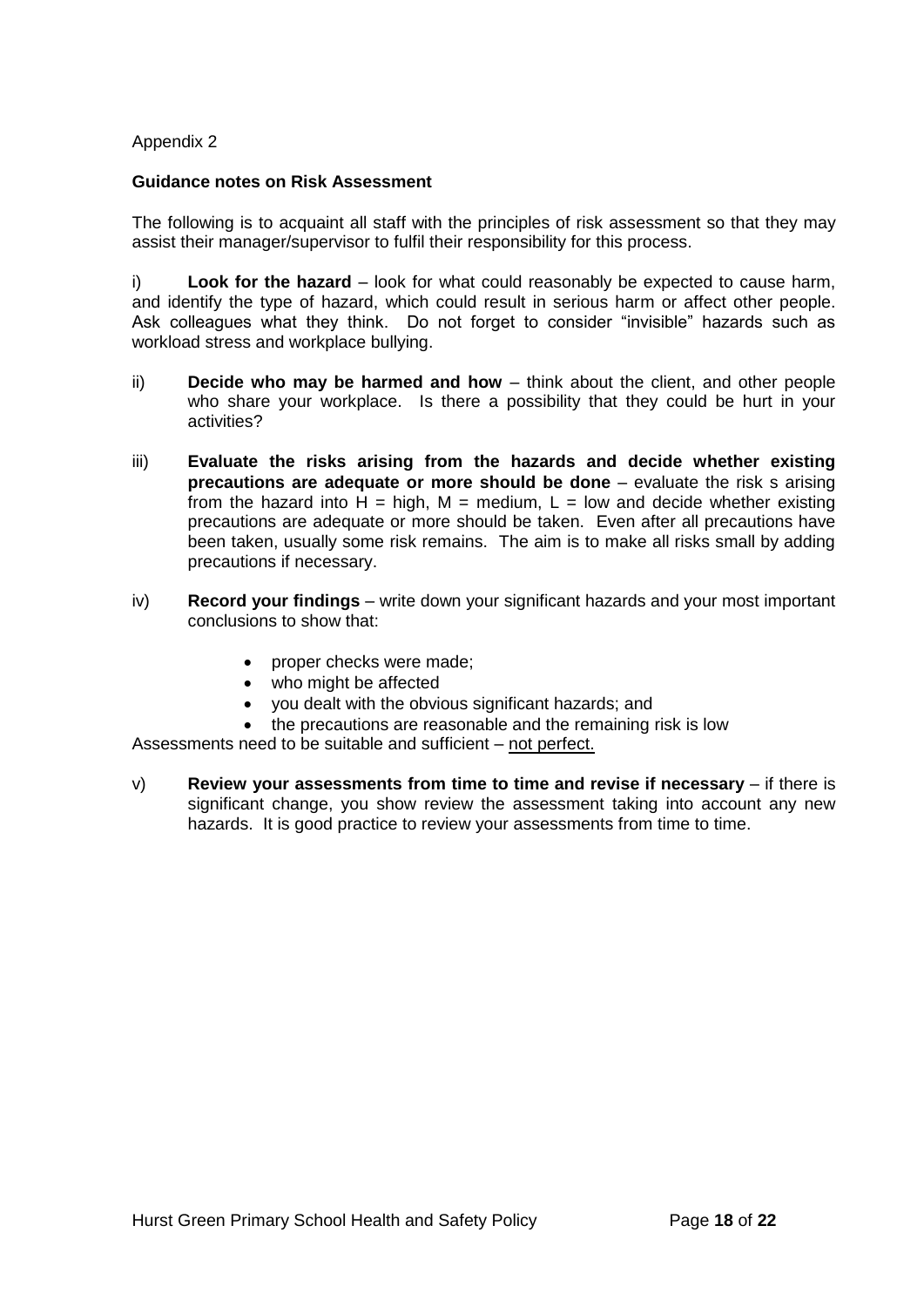Appendix 2

**Guidance notes on Risk Assessment**

The following is to acquaint all staff with the principles of risk assessment so that they may assist their manager/supervisor to fulfil their responsibility for this process.

i) **Look for the hazard** – look for what could reasonably be expected to cause harm, and identify the type of hazard, which could result in serious harm or affect other people. Ask colleagues what they think. Do not forget to consider "invisible" hazards such as workload stress and workplace bullying.

ii) **Decide who may be harmed and how** – think about the client, and other people who share your workplace. Is there a possibility that they could be hurt in your activities?

iii) **Evaluate the risks arising from the hazards and decide whether existing precautions are adequate or more should be done** – evaluate the risk s arising from the hazard into H = high, M = medium, L = low and decide whether existing precautions are adequate or more should be taken. Even after all precautions have been taken, usually some risk remains. The aim is to make all risks small by adding precautions if necessary.

iv) **Record your findings** – write down your significant hazards and your most important conclusions to show that:

- proper checks were made;
- who might be affected
- you dealt with the obvious significant hazards; and
- the precautions are reasonable and the remaining risk is low

Assessments need to be suitable and sufficient – <u>not perfect.</u>

v) **Review your assessments from time to time and revise if necessary** – if there is significant change, you show review the assessment taking into account any new hazards. It is good practice to review your assessments from time to time.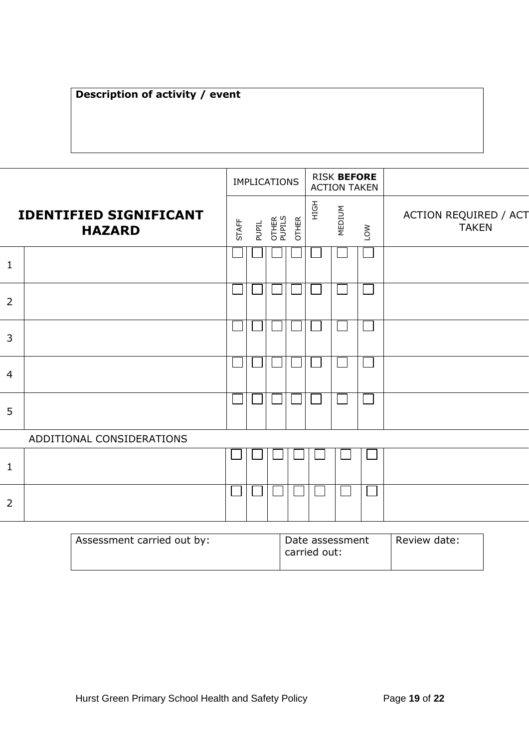| Description of activity / event |
|---|
| |

| | IDENTIFIED SIGNIFICANT HAZARD | IMPLICATIONS | | | | RISK **BEFORE** ACTION TAKEN | | | ACTION REQUIRED / ACTION TAKEN |
|---|---|---|---|---|---|---|---|---|---|
| | | STAFF | PUPIL | OTHER PUPILS | OTHER | HIGH | MEDIUM | LOW | |
| 1 | | ☐ | ☐ | ☐ | ☐ | ☐ | ☐ | ☐ | |
| 2 | | ☐ | ☐ | ☐ | ☐ | ☐ | ☐ | ☐ | |
| 3 | | ☐ | ☐ | ☐ | ☐ | ☐ | ☐ | ☐ | |
| 4 | | ☐ | ☐ | ☐ | ☐ | ☐ | ☐ | ☐ | |
| 5 | | ☐ | ☐ | ☐ | ☐ | ☐ | ☐ | ☐ | |
| | ADDITIONAL CONSIDERATIONS | | | | | | | | |
| 1 | | ☐ | ☐ | ☐ | ☐ | ☐ | ☐ | ☐ | |
| 2 | | ☐ | ☐ | ☐ | ☐ | ☐ | ☐ | ☐ | |

| Assessment carried out by: | Date assessment carried out: | Review date: |
|---|---|---|
| | | |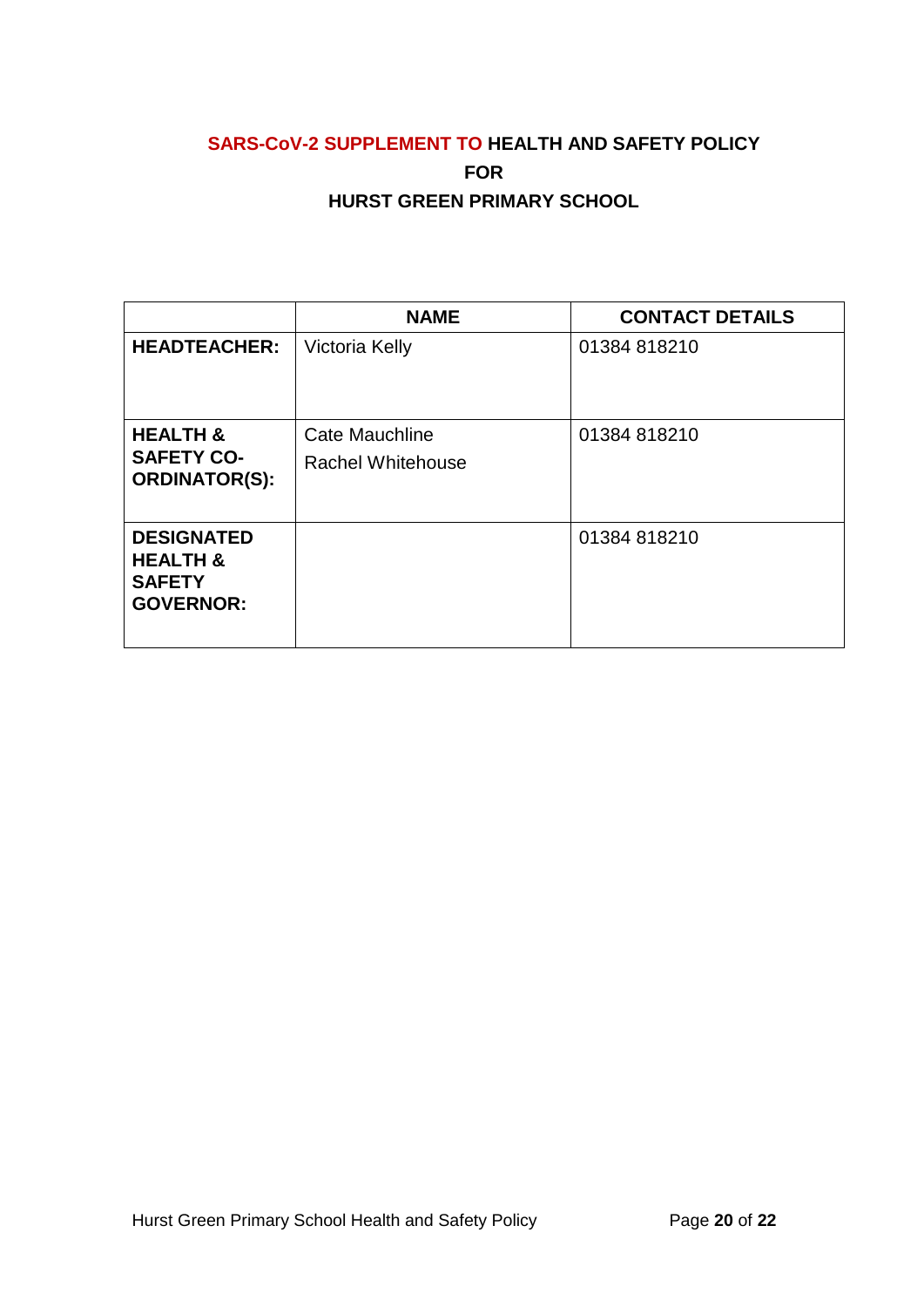## SARS-CoV-2 SUPPLEMENT TO HEALTH AND SAFETY POLICY FOR HURST GREEN PRIMARY SCHOOL

| | NAME | CONTACT DETAILS |
|---|---|---|
| **HEADTEACHER:** | Victoria Kelly | 01384 818210 |
| **HEALTH & SAFETY CO-ORDINATOR(S):** | Cate Mauchline<br>Rachel Whitehouse | 01384 818210 |
| **DESIGNATED HEALTH & SAFETY GOVERNOR:** | | 01384 818210 |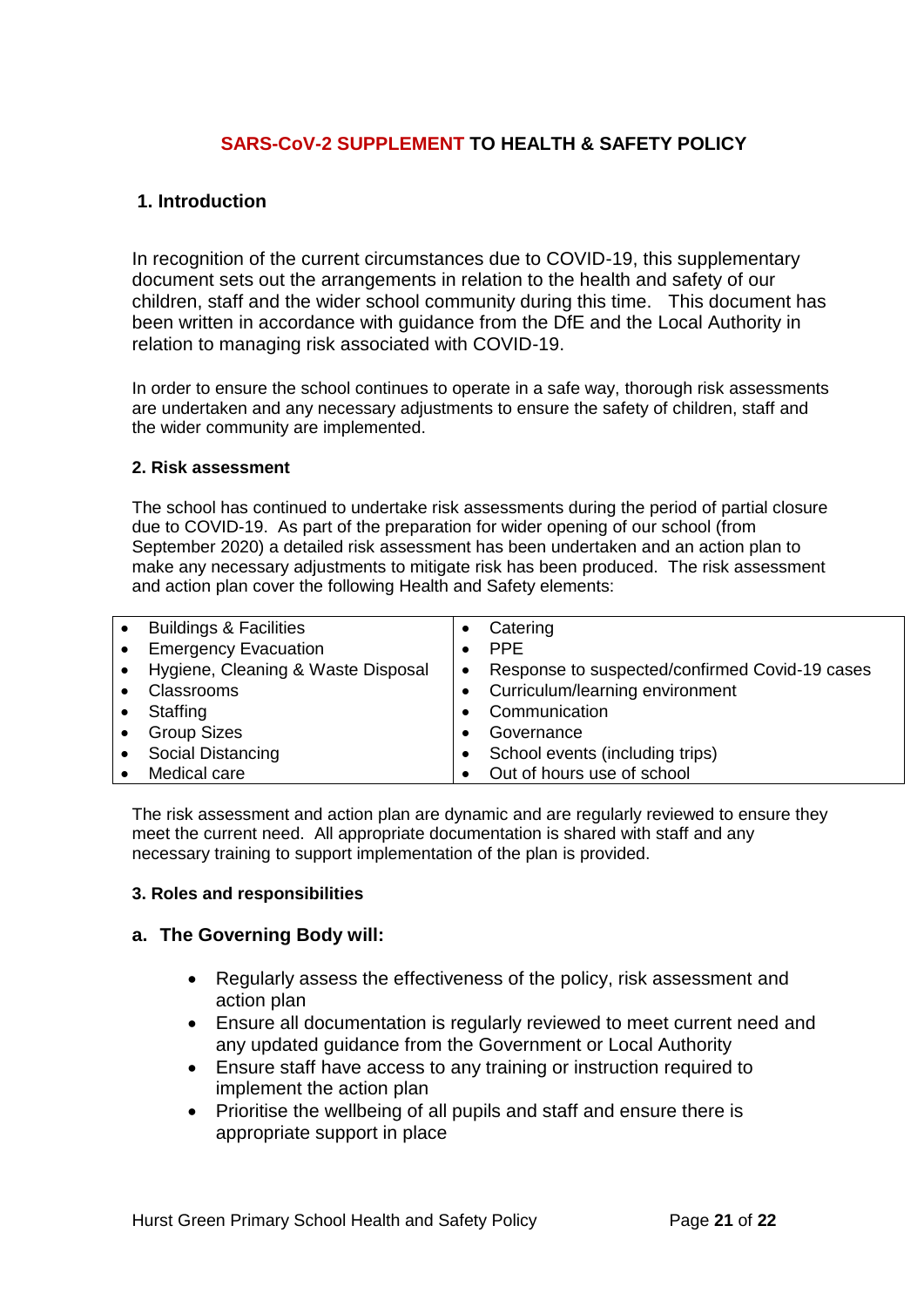# SARS-CoV-2 SUPPLEMENT TO HEALTH & SAFETY POLICY

## 1. Introduction

In recognition of the current circumstances due to COVID-19, this supplementary document sets out the arrangements in relation to the health and safety of our children, staff and the wider school community during this time. This document has been written in accordance with guidance from the DfE and the Local Authority in relation to managing risk associated with COVID-19.

In order to ensure the school continues to operate in a safe way, thorough risk assessments are undertaken and any necessary adjustments to ensure the safety of children, staff and the wider community are implemented.

### 2. Risk assessment

The school has continued to undertake risk assessments during the period of partial closure due to COVID-19. As part of the preparation for wider opening of our school (from September 2020) a detailed risk assessment has been undertaken and an action plan to make any necessary adjustments to mitigate risk has been produced. The risk assessment and action plan cover the following Health and Safety elements:

| | |
|---|---|
| • Buildings & Facilities | • Catering |
| • Emergency Evacuation | • PPE |
| • Hygiene, Cleaning & Waste Disposal | • Response to suspected/confirmed Covid-19 cases |
| • Classrooms | • Curriculum/learning environment |
| • Staffing | • Communication |
| • Group Sizes | • Governance |
| • Social Distancing | • School events (including trips) |
| • Medical care | • Out of hours use of school |

The risk assessment and action plan are dynamic and are regularly reviewed to ensure they meet the current need. All appropriate documentation is shared with staff and any necessary training to support implementation of the plan is provided.

### 3. Roles and responsibilities

#### a. The Governing Body will:

- Regularly assess the effectiveness of the policy, risk assessment and action plan
- Ensure all documentation is regularly reviewed to meet current need and any updated guidance from the Government or Local Authority
- Ensure staff have access to any training or instruction required to implement the action plan
- Prioritise the wellbeing of all pupils and staff and ensure there is appropriate support in place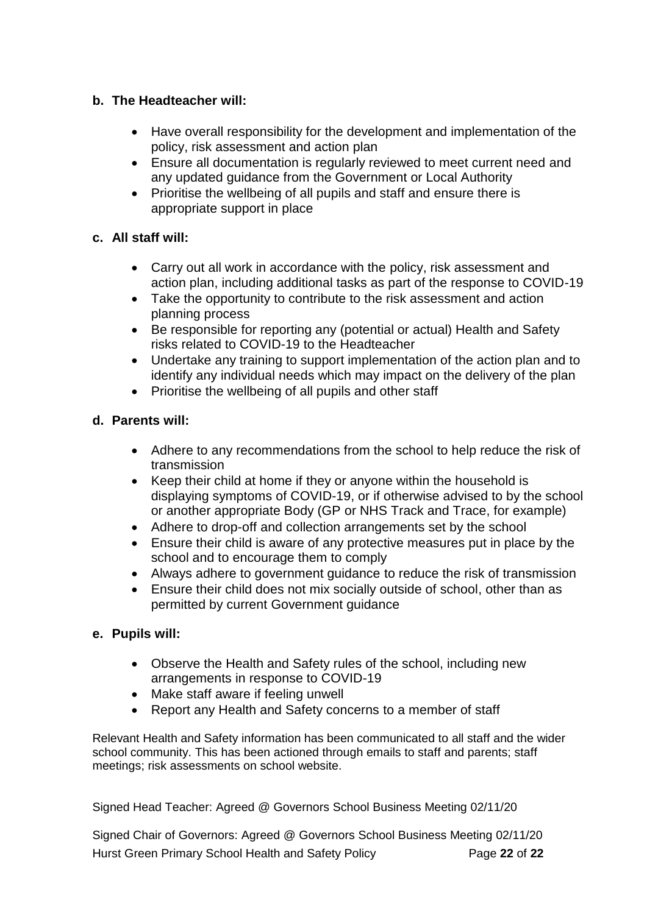**b. The Headteacher will:**

- Have overall responsibility for the development and implementation of the policy, risk assessment and action plan
- Ensure all documentation is regularly reviewed to meet current need and any updated guidance from the Government or Local Authority
- Prioritise the wellbeing of all pupils and staff and ensure there is appropriate support in place

**c. All staff will:**

- Carry out all work in accordance with the policy, risk assessment and action plan, including additional tasks as part of the response to COVID-19
- Take the opportunity to contribute to the risk assessment and action planning process
- Be responsible for reporting any (potential or actual) Health and Safety risks related to COVID-19 to the Headteacher
- Undertake any training to support implementation of the action plan and to identify any individual needs which may impact on the delivery of the plan
- Prioritise the wellbeing of all pupils and other staff

**d. Parents will:**

- Adhere to any recommendations from the school to help reduce the risk of transmission
- Keep their child at home if they or anyone within the household is displaying symptoms of COVID-19, or if otherwise advised to by the school or another appropriate Body (GP or NHS Track and Trace, for example)
- Adhere to drop-off and collection arrangements set by the school
- Ensure their child is aware of any protective measures put in place by the school and to encourage them to comply
- Always adhere to government guidance to reduce the risk of transmission
- Ensure their child does not mix socially outside of school, other than as permitted by current Government guidance

**e. Pupils will:**

- Observe the Health and Safety rules of the school, including new arrangements in response to COVID-19
- Make staff aware if feeling unwell
- Report any Health and Safety concerns to a member of staff

Relevant Health and Safety information has been communicated to all staff and the wider school community. This has been actioned through emails to staff and parents; staff meetings; risk assessments on school website.

Signed Head Teacher: Agreed @ Governors School Business Meeting 02/11/20

Signed Chair of Governors: Agreed @ Governors School Business Meeting 02/11/20